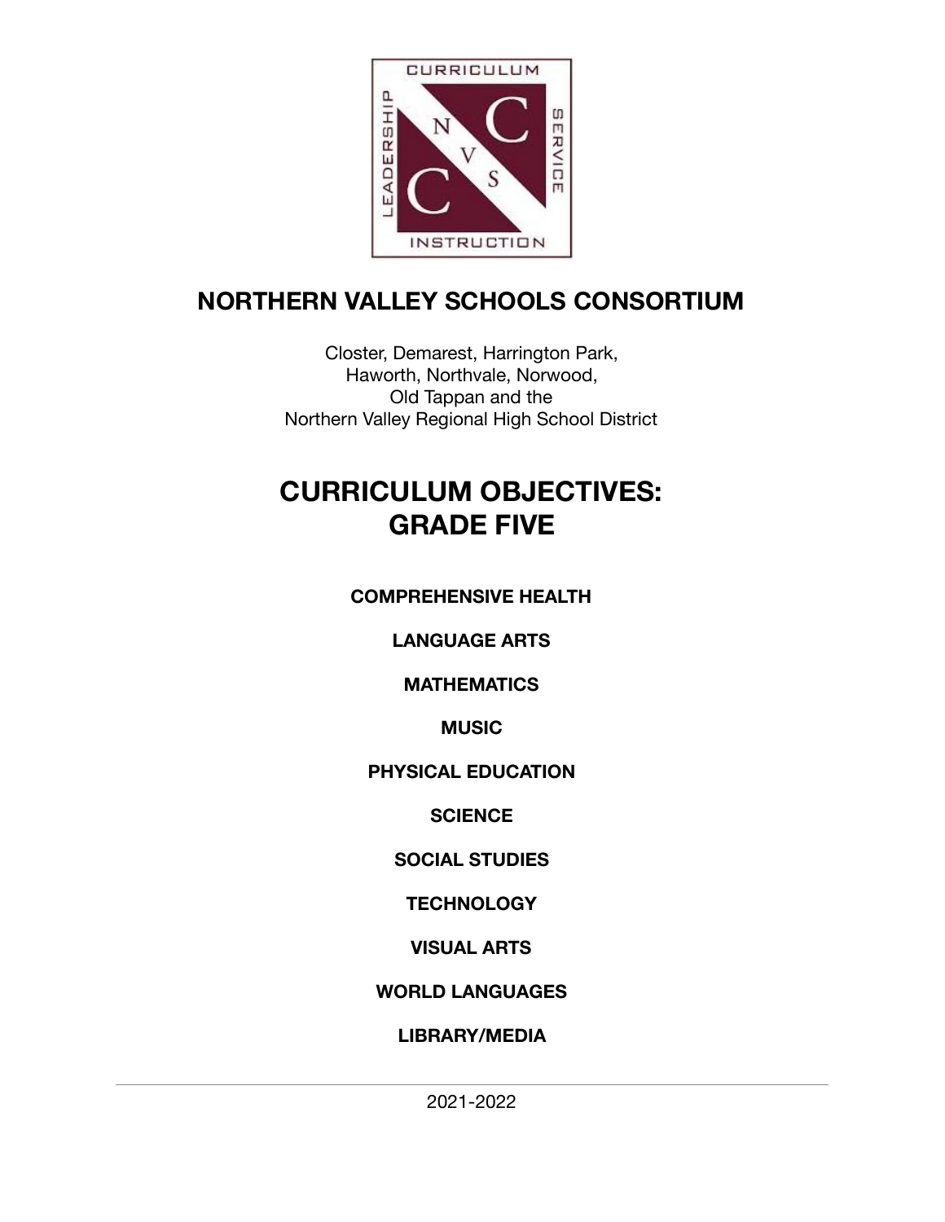# NORTHERN VALLEY SCHOOLS CONSORTIUM

Closter, Demarest, Harrington Park,
Haworth, Northvale, Norwood,
Old Tappan and the
Northern Valley Regional High School District

# CURRICULUM OBJECTIVES: GRADE FIVE

**COMPREHENSIVE HEALTH**

**LANGUAGE ARTS**

**MATHEMATICS**

**MUSIC**

**PHYSICAL EDUCATION**

**SCIENCE**

**SOCIAL STUDIES**

**TECHNOLOGY**

**VISUAL ARTS**

**WORLD LANGUAGES**

**LIBRARY/MEDIA**

---

2021-2022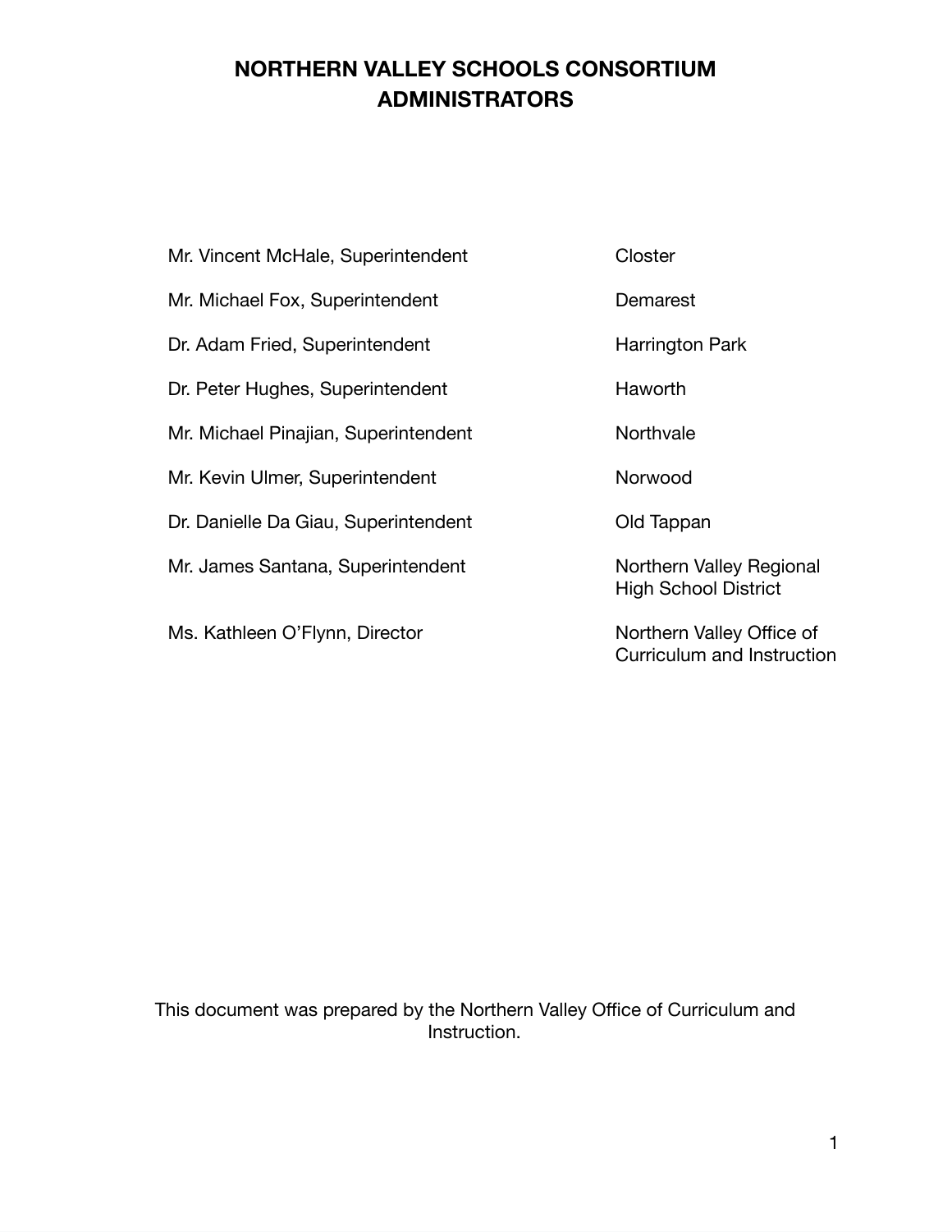# NORTHERN VALLEY SCHOOLS CONSORTIUM ADMINISTRATORS

| | |
|---|---|
| Mr. Vincent McHale, Superintendent | Closter |
| Mr. Michael Fox, Superintendent | Demarest |
| Dr. Adam Fried, Superintendent | Harrington Park |
| Dr. Peter Hughes, Superintendent | Haworth |
| Mr. Michael Pinajian, Superintendent | Northvale |
| Mr. Kevin Ulmer, Superintendent | Norwood |
| Dr. Danielle Da Giau, Superintendent | Old Tappan |
| Mr. James Santana, Superintendent | Northern Valley Regional High School District |
| Ms. Kathleen O'Flynn, Director | Northern Valley Office of Curriculum and Instruction |

This document was prepared by the Northern Valley Office of Curriculum and Instruction.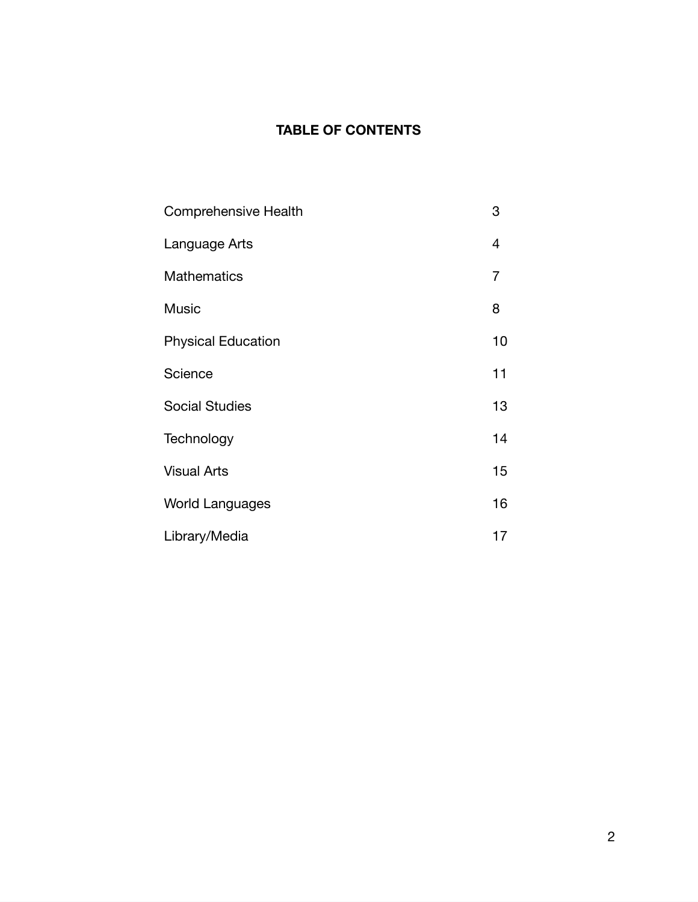# TABLE OF CONTENTS

| | |
|---|---|
| Comprehensive Health | 3 |
| Language Arts | 4 |
| Mathematics | 7 |
| Music | 8 |
| Physical Education | 10 |
| Science | 11 |
| Social Studies | 13 |
| Technology | 14 |
| Visual Arts | 15 |
| World Languages | 16 |
| Library/Media | 17 |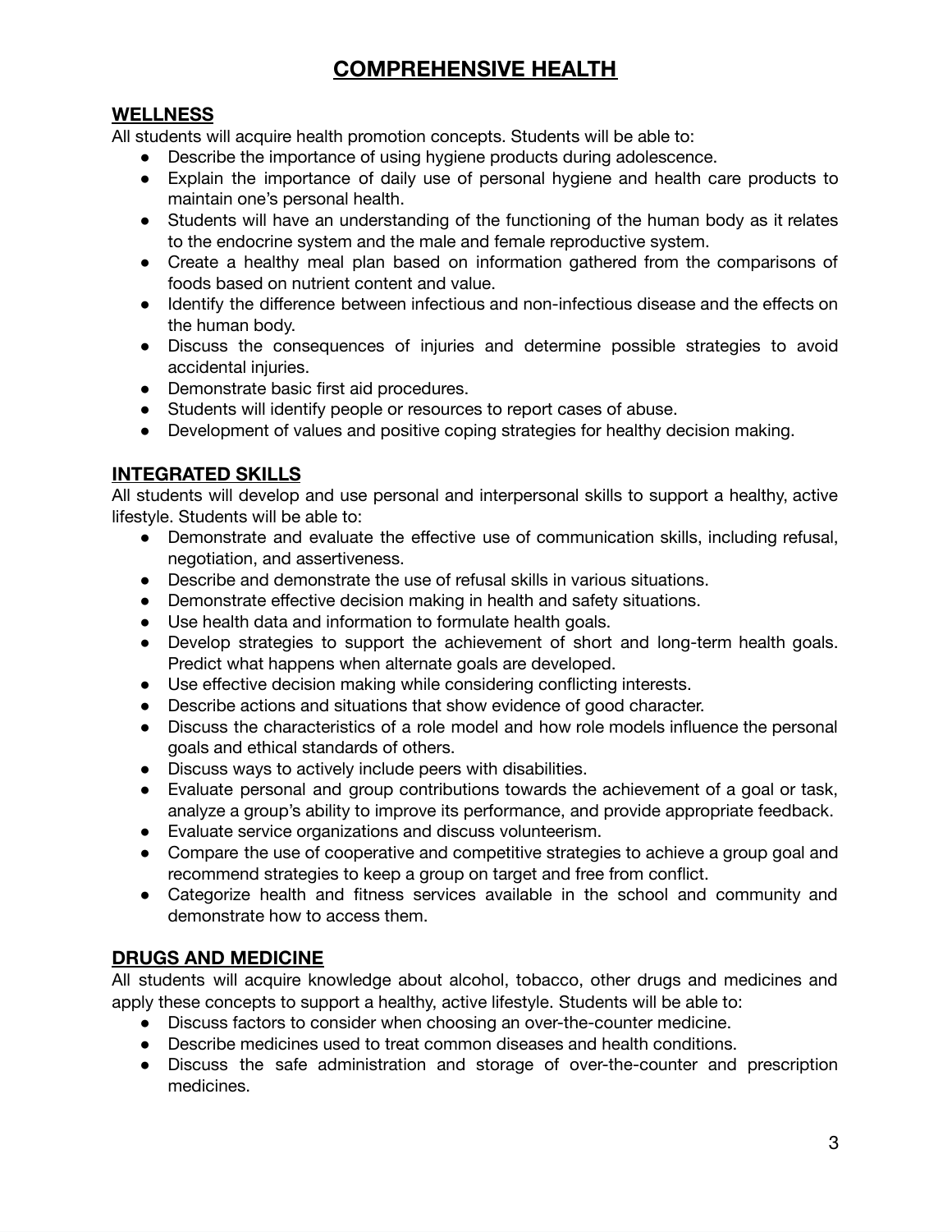# COMPREHENSIVE HEALTH

## WELLNESS

All students will acquire health promotion concepts. Students will be able to:

- Describe the importance of using hygiene products during adolescence.
- Explain the importance of daily use of personal hygiene and health care products to maintain one's personal health.
- Students will have an understanding of the functioning of the human body as it relates to the endocrine system and the male and female reproductive system.
- Create a healthy meal plan based on information gathered from the comparisons of foods based on nutrient content and value.
- Identify the difference between infectious and non-infectious disease and the effects on the human body.
- Discuss the consequences of injuries and determine possible strategies to avoid accidental injuries.
- Demonstrate basic first aid procedures.
- Students will identify people or resources to report cases of abuse.
- Development of values and positive coping strategies for healthy decision making.

## INTEGRATED SKILLS

All students will develop and use personal and interpersonal skills to support a healthy, active lifestyle. Students will be able to:

- Demonstrate and evaluate the effective use of communication skills, including refusal, negotiation, and assertiveness.
- Describe and demonstrate the use of refusal skills in various situations.
- Demonstrate effective decision making in health and safety situations.
- Use health data and information to formulate health goals.
- Develop strategies to support the achievement of short and long-term health goals. Predict what happens when alternate goals are developed.
- Use effective decision making while considering conflicting interests.
- Describe actions and situations that show evidence of good character.
- Discuss the characteristics of a role model and how role models influence the personal goals and ethical standards of others.
- Discuss ways to actively include peers with disabilities.
- Evaluate personal and group contributions towards the achievement of a goal or task, analyze a group's ability to improve its performance, and provide appropriate feedback.
- Evaluate service organizations and discuss volunteerism.
- Compare the use of cooperative and competitive strategies to achieve a group goal and recommend strategies to keep a group on target and free from conflict.
- Categorize health and fitness services available in the school and community and demonstrate how to access them.

## DRUGS AND MEDICINE

All students will acquire knowledge about alcohol, tobacco, other drugs and medicines and apply these concepts to support a healthy, active lifestyle. Students will be able to:

- Discuss factors to consider when choosing an over-the-counter medicine.
- Describe medicines used to treat common diseases and health conditions.
- Discuss the safe administration and storage of over-the-counter and prescription medicines.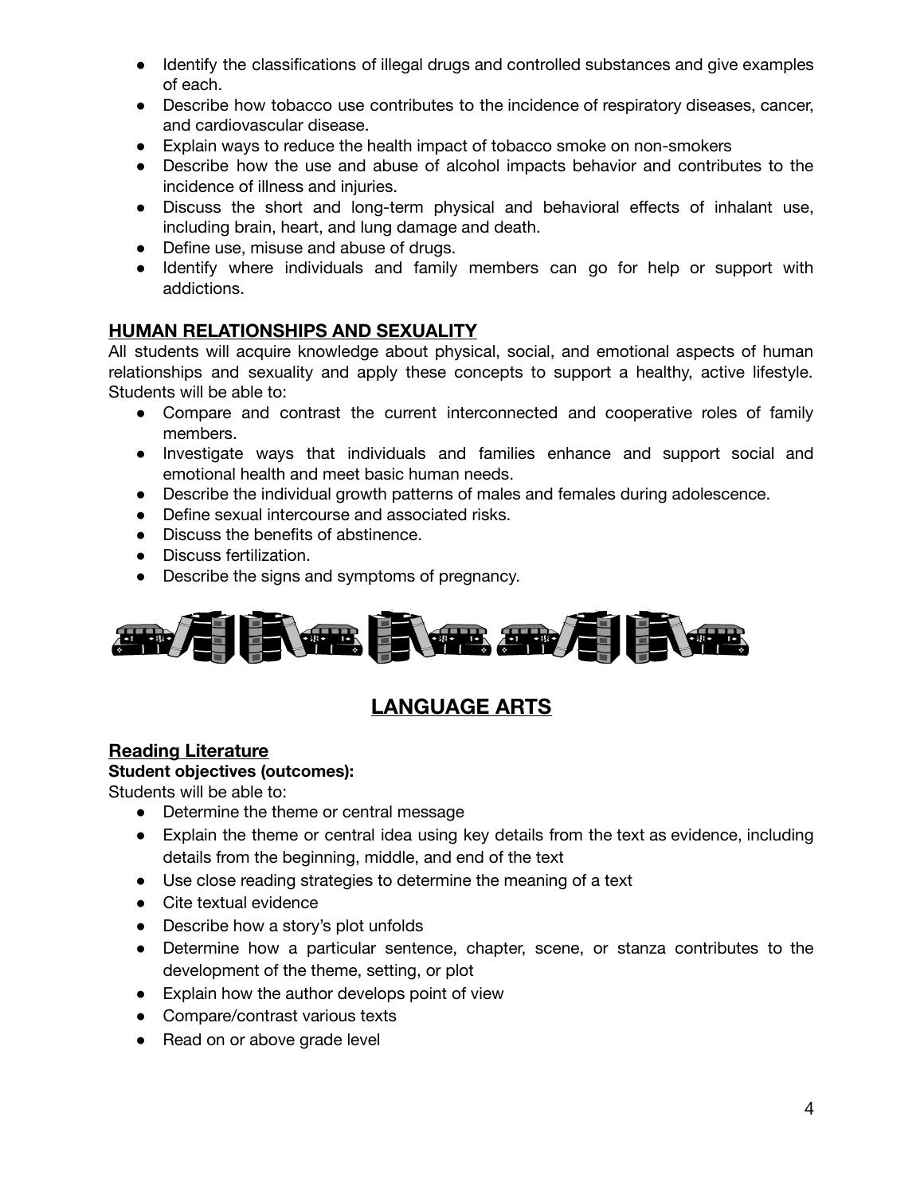- Identify the classifications of illegal drugs and controlled substances and give examples of each.
- Describe how tobacco use contributes to the incidence of respiratory diseases, cancer, and cardiovascular disease.
- Explain ways to reduce the health impact of tobacco smoke on non-smokers
- Describe how the use and abuse of alcohol impacts behavior and contributes to the incidence of illness and injuries.
- Discuss the short and long-term physical and behavioral effects of inhalant use, including brain, heart, and lung damage and death.
- Define use, misuse and abuse of drugs.
- Identify where individuals and family members can go for help or support with addictions.

### HUMAN RELATIONSHIPS AND SEXUALITY

All students will acquire knowledge about physical, social, and emotional aspects of human relationships and sexuality and apply these concepts to support a healthy, active lifestyle. Students will be able to:

- Compare and contrast the current interconnected and cooperative roles of family members.
- Investigate ways that individuals and families enhance and support social and emotional health and meet basic human needs.
- Describe the individual growth patterns of males and females during adolescence.
- Define sexual intercourse and associated risks.
- Discuss the benefits of abstinence.
- Discuss fertilization.
- Describe the signs and symptoms of pregnancy.

## LANGUAGE ARTS

### Reading Literature

**Student objectives (outcomes):**

Students will be able to:

- Determine the theme or central message
- Explain the theme or central idea using key details from the text as evidence, including details from the beginning, middle, and end of the text
- Use close reading strategies to determine the meaning of a text
- Cite textual evidence
- Describe how a story's plot unfolds
- Determine how a particular sentence, chapter, scene, or stanza contributes to the development of the theme, setting, or plot
- Explain how the author develops point of view
- Compare/contrast various texts
- Read on or above grade level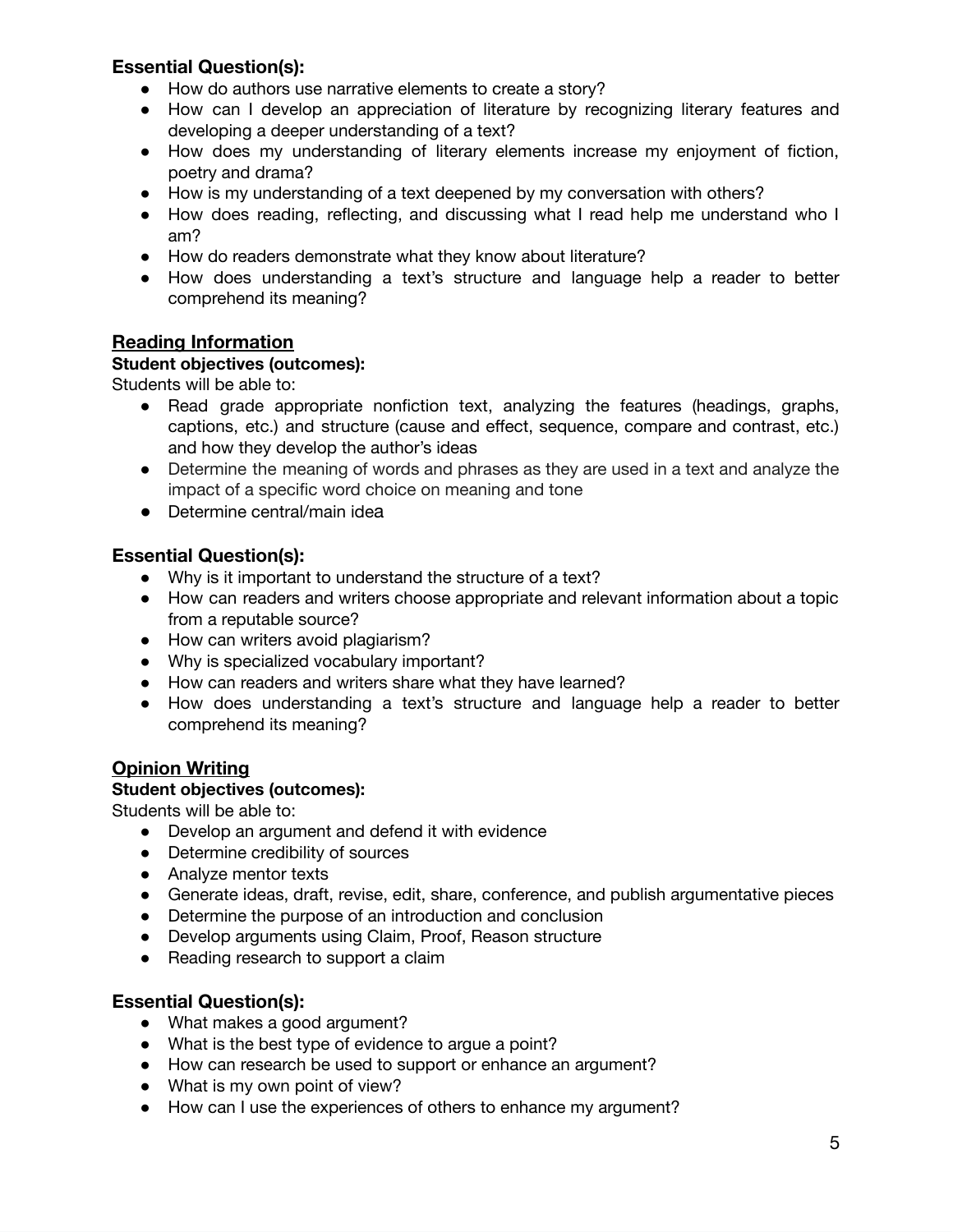**Essential Question(s):**

- How do authors use narrative elements to create a story?
- How can I develop an appreciation of literature by recognizing literary features and developing a deeper understanding of a text?
- How does my understanding of literary elements increase my enjoyment of fiction, poetry and drama?
- How is my understanding of a text deepened by my conversation with others?
- How does reading, reflecting, and discussing what I read help me understand who I am?
- How do readers demonstrate what they know about literature?
- How does understanding a text's structure and language help a reader to better comprehend its meaning?

## Reading Information

**Student objectives (outcomes):**

Students will be able to:

- Read grade appropriate nonfiction text, analyzing the features (headings, graphs, captions, etc.) and structure (cause and effect, sequence, compare and contrast, etc.) and how they develop the author's ideas
- Determine the meaning of words and phrases as they are used in a text and analyze the impact of a specific word choice on meaning and tone
- Determine central/main idea

**Essential Question(s):**

- Why is it important to understand the structure of a text?
- How can readers and writers choose appropriate and relevant information about a topic from a reputable source?
- How can writers avoid plagiarism?
- Why is specialized vocabulary important?
- How can readers and writers share what they have learned?
- How does understanding a text's structure and language help a reader to better comprehend its meaning?

## Opinion Writing

**Student objectives (outcomes):**

Students will be able to:

- Develop an argument and defend it with evidence
- Determine credibility of sources
- Analyze mentor texts
- Generate ideas, draft, revise, edit, share, conference, and publish argumentative pieces
- Determine the purpose of an introduction and conclusion
- Develop arguments using Claim, Proof, Reason structure
- Reading research to support a claim

**Essential Question(s):**

- What makes a good argument?
- What is the best type of evidence to argue a point?
- How can research be used to support or enhance an argument?
- What is my own point of view?
- How can I use the experiences of others to enhance my argument?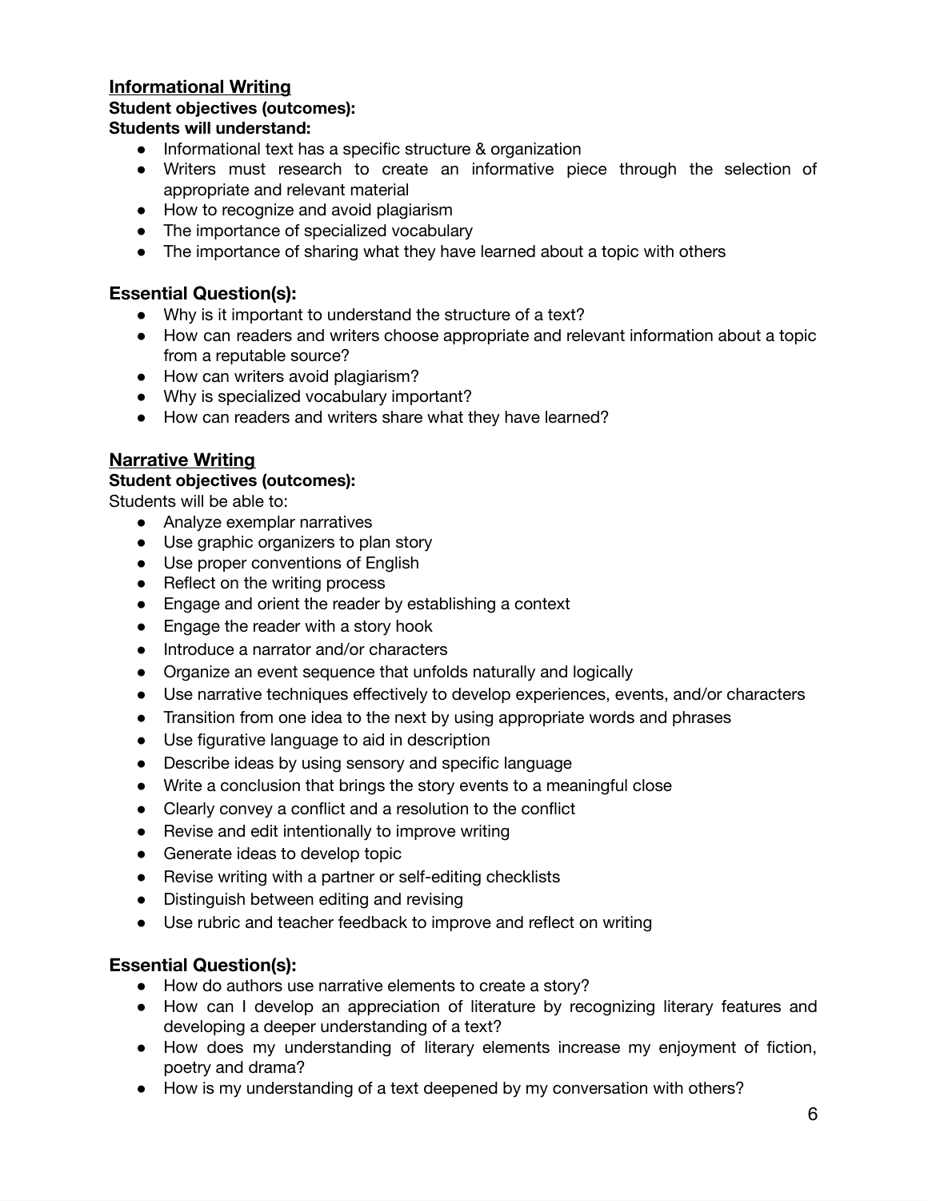## Informational Writing

**Student objectives (outcomes):**

**Students will understand:**

- Informational text has a specific structure & organization
- Writers must research to create an informative piece through the selection of appropriate and relevant material
- How to recognize and avoid plagiarism
- The importance of specialized vocabulary
- The importance of sharing what they have learned about a topic with others

### Essential Question(s):

- Why is it important to understand the structure of a text?
- How can readers and writers choose appropriate and relevant information about a topic from a reputable source?
- How can writers avoid plagiarism?
- Why is specialized vocabulary important?
- How can readers and writers share what they have learned?

## Narrative Writing

**Student objectives (outcomes):**

Students will be able to:

- Analyze exemplar narratives
- Use graphic organizers to plan story
- Use proper conventions of English
- Reflect on the writing process
- Engage and orient the reader by establishing a context
- Engage the reader with a story hook
- Introduce a narrator and/or characters
- Organize an event sequence that unfolds naturally and logically
- Use narrative techniques effectively to develop experiences, events, and/or characters
- Transition from one idea to the next by using appropriate words and phrases
- Use figurative language to aid in description
- Describe ideas by using sensory and specific language
- Write a conclusion that brings the story events to a meaningful close
- Clearly convey a conflict and a resolution to the conflict
- Revise and edit intentionally to improve writing
- Generate ideas to develop topic
- Revise writing with a partner or self-editing checklists
- Distinguish between editing and revising
- Use rubric and teacher feedback to improve and reflect on writing

### Essential Question(s):

- How do authors use narrative elements to create a story?
- How can I develop an appreciation of literature by recognizing literary features and developing a deeper understanding of a text?
- How does my understanding of literary elements increase my enjoyment of fiction, poetry and drama?
- How is my understanding of a text deepened by my conversation with others?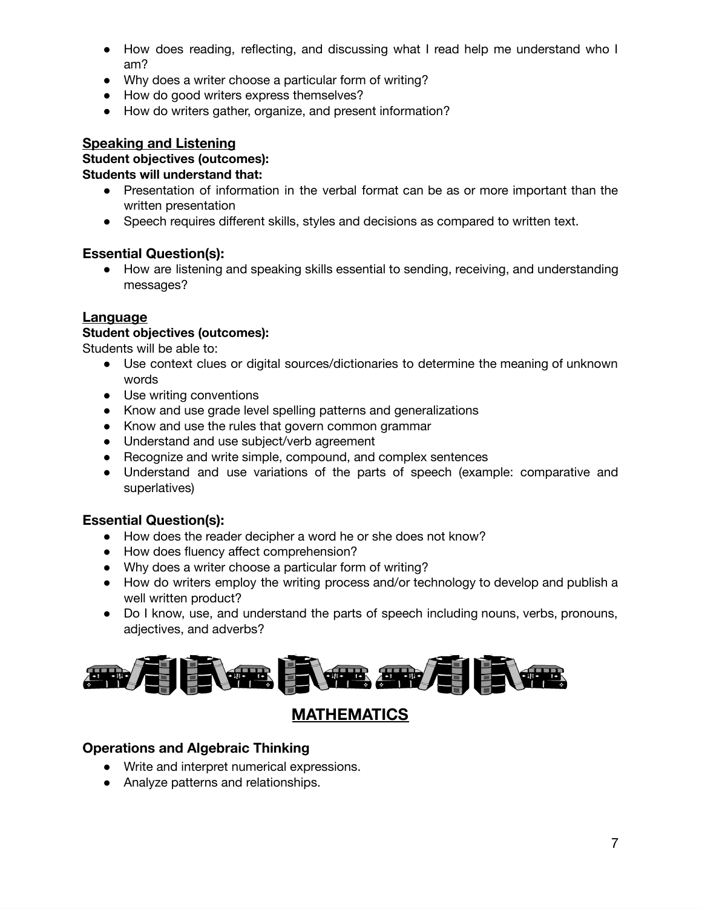- How does reading, reflecting, and discussing what I read help me understand who I am?
- Why does a writer choose a particular form of writing?
- How do good writers express themselves?
- How do writers gather, organize, and present information?

### Speaking and Listening

**Student objectives (outcomes):**

**Students will understand that:**

- Presentation of information in the verbal format can be as or more important than the written presentation
- Speech requires different skills, styles and decisions as compared to written text.

### Essential Question(s):

- How are listening and speaking skills essential to sending, receiving, and understanding messages?

### Language

**Student objectives (outcomes):**

Students will be able to:

- Use context clues or digital sources/dictionaries to determine the meaning of unknown words
- Use writing conventions
- Know and use grade level spelling patterns and generalizations
- Know and use the rules that govern common grammar
- Understand and use subject/verb agreement
- Recognize and write simple, compound, and complex sentences
- Understand and use variations of the parts of speech (example: comparative and superlatives)

### Essential Question(s):

- How does the reader decipher a word he or she does not know?
- How does fluency affect comprehension?
- Why does a writer choose a particular form of writing?
- How do writers employ the writing process and/or technology to develop and publish a well written product?
- Do I know, use, and understand the parts of speech including nouns, verbs, pronouns, adjectives, and adverbs?

## MATHEMATICS

### Operations and Algebraic Thinking

- Write and interpret numerical expressions.
- Analyze patterns and relationships.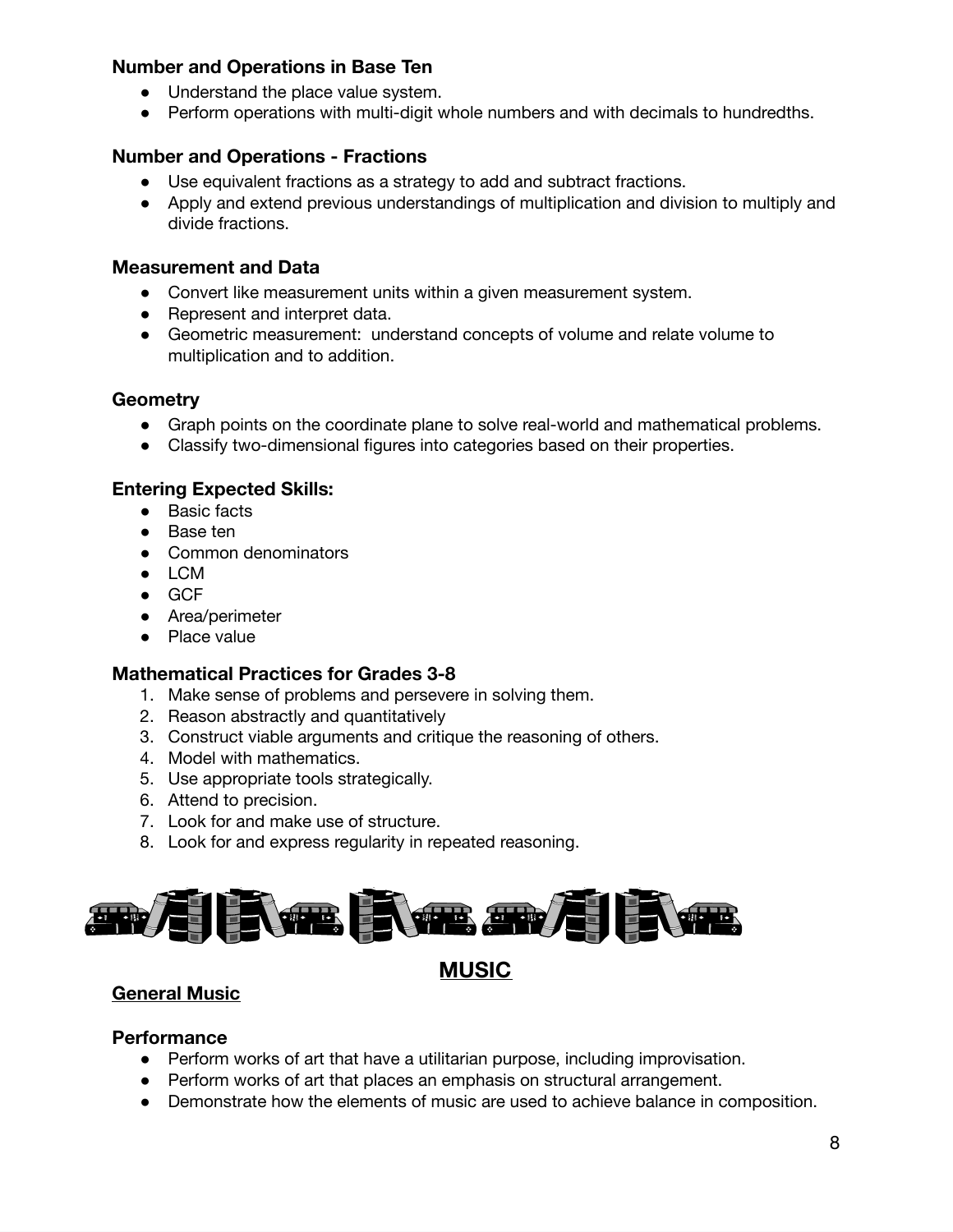### Number and Operations in Base Ten

- Understand the place value system.
- Perform operations with multi-digit whole numbers and with decimals to hundredths.

### Number and Operations - Fractions

- Use equivalent fractions as a strategy to add and subtract fractions.
- Apply and extend previous understandings of multiplication and division to multiply and divide fractions.

### Measurement and Data

- Convert like measurement units within a given measurement system.
- Represent and interpret data.
- Geometric measurement: understand concepts of volume and relate volume to multiplication and to addition.

### Geometry

- Graph points on the coordinate plane to solve real-world and mathematical problems.
- Classify two-dimensional figures into categories based on their properties.

### Entering Expected Skills:

- Basic facts
- Base ten
- Common denominators
- LCM
- GCF
- Area/perimeter
- Place value

### Mathematical Practices for Grades 3-8

1. Make sense of problems and persevere in solving them.
2. Reason abstractly and quantitatively
3. Construct viable arguments and critique the reasoning of others.
4. Model with mathematics.
5. Use appropriate tools strategically.
6. Attend to precision.
7. Look for and make use of structure.
8. Look for and express regularity in repeated reasoning.

## MUSIC

### General Music

### Performance

- Perform works of art that have a utilitarian purpose, including improvisation.
- Perform works of art that places an emphasis on structural arrangement.
- Demonstrate how the elements of music are used to achieve balance in composition.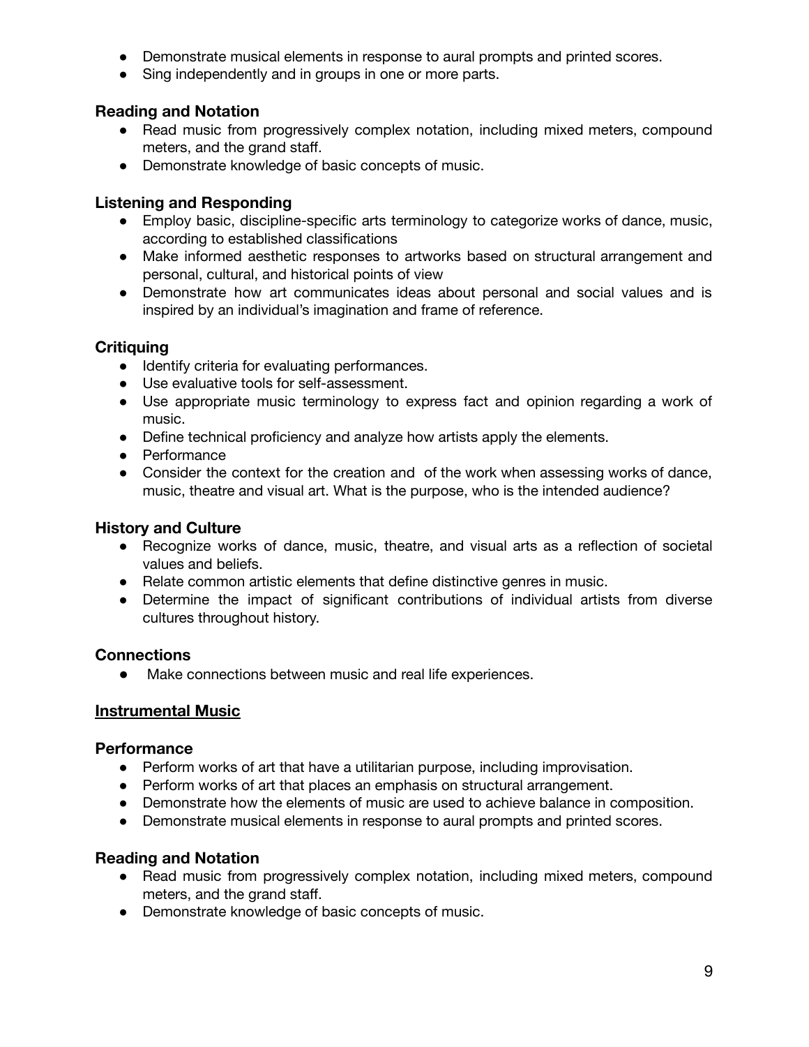- Demonstrate musical elements in response to aural prompts and printed scores.
- Sing independently and in groups in one or more parts.

### Reading and Notation

- Read music from progressively complex notation, including mixed meters, compound meters, and the grand staff.
- Demonstrate knowledge of basic concepts of music.

### Listening and Responding

- Employ basic, discipline-specific arts terminology to categorize works of dance, music, according to established classifications
- Make informed aesthetic responses to artworks based on structural arrangement and personal, cultural, and historical points of view
- Demonstrate how art communicates ideas about personal and social values and is inspired by an individual's imagination and frame of reference.

### Critiquing

- Identify criteria for evaluating performances.
- Use evaluative tools for self-assessment.
- Use appropriate music terminology to express fact and opinion regarding a work of music.
- Define technical proficiency and analyze how artists apply the elements.
- Performance
- Consider the context for the creation and  of the work when assessing works of dance, music, theatre and visual art. What is the purpose, who is the intended audience?

### History and Culture

- Recognize works of dance, music, theatre, and visual arts as a reflection of societal values and beliefs.
- Relate common artistic elements that define distinctive genres in music.
- Determine the impact of significant contributions of individual artists from diverse cultures throughout history.

### Connections

- Make connections between music and real life experiences.

## Instrumental Music

### Performance

- Perform works of art that have a utilitarian purpose, including improvisation.
- Perform works of art that places an emphasis on structural arrangement.
- Demonstrate how the elements of music are used to achieve balance in composition.
- Demonstrate musical elements in response to aural prompts and printed scores.

### Reading and Notation

- Read music from progressively complex notation, including mixed meters, compound meters, and the grand staff.
- Demonstrate knowledge of basic concepts of music.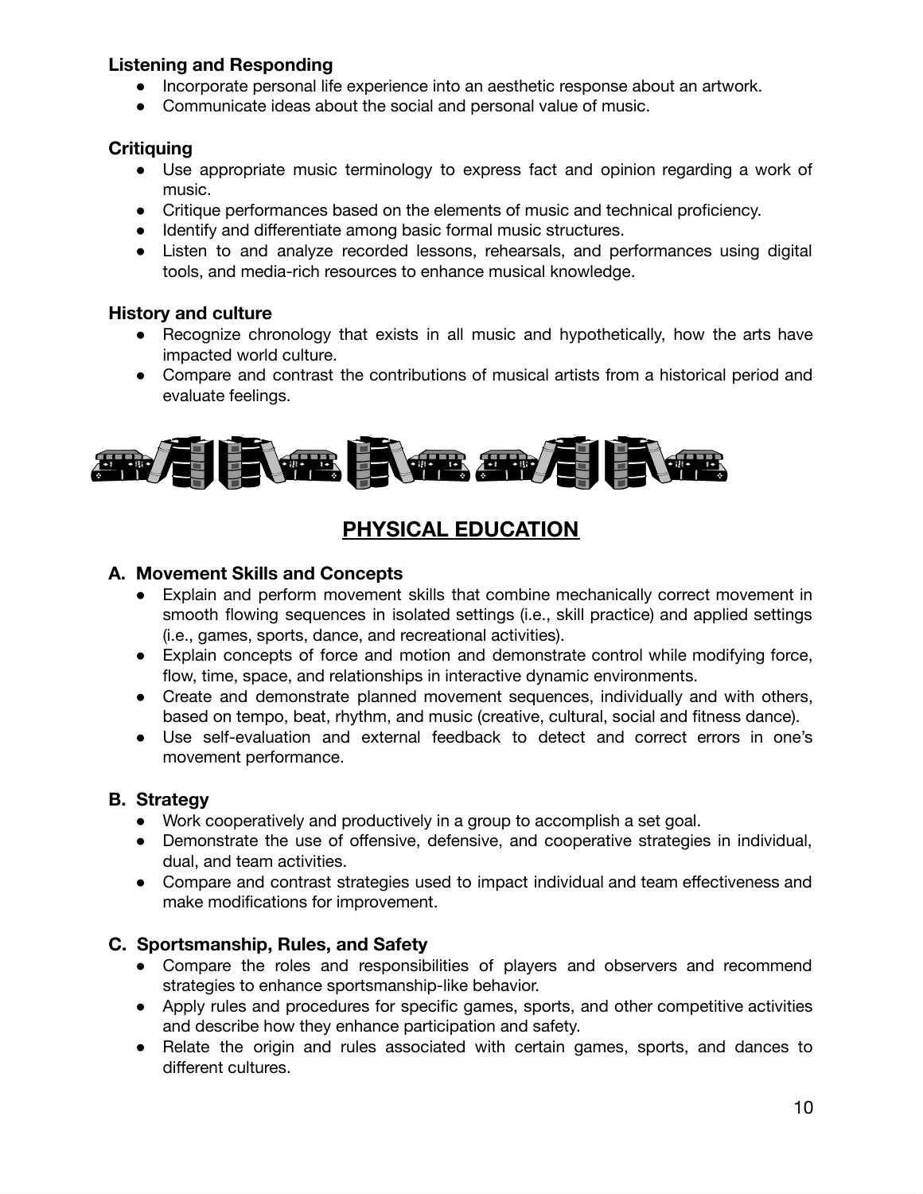**Listening and Responding**

- Incorporate personal life experience into an aesthetic response about an artwork.
- Communicate ideas about the social and personal value of music.

**Critiquing**

- Use appropriate music terminology to express fact and opinion regarding a work of music.
- Critique performances based on the elements of music and technical proficiency.
- Identify and differentiate among basic formal music structures.
- Listen to and analyze recorded lessons, rehearsals, and performances using digital tools, and media-rich resources to enhance musical knowledge.

**History and culture**

- Recognize chronology that exists in all music and hypothetically, how the arts have impacted world culture.
- Compare and contrast the contributions of musical artists from a historical period and evaluate feelings.

## PHYSICAL EDUCATION

### A. Movement Skills and Concepts

- Explain and perform movement skills that combine mechanically correct movement in smooth flowing sequences in isolated settings (i.e., skill practice) and applied settings (i.e., games, sports, dance, and recreational activities).
- Explain concepts of force and motion and demonstrate control while modifying force, flow, time, space, and relationships in interactive dynamic environments.
- Create and demonstrate planned movement sequences, individually and with others, based on tempo, beat, rhythm, and music (creative, cultural, social and fitness dance).
- Use self-evaluation and external feedback to detect and correct errors in one's movement performance.

### B. Strategy

- Work cooperatively and productively in a group to accomplish a set goal.
- Demonstrate the use of offensive, defensive, and cooperative strategies in individual, dual, and team activities.
- Compare and contrast strategies used to impact individual and team effectiveness and make modifications for improvement.

### C. Sportsmanship, Rules, and Safety

- Compare the roles and responsibilities of players and observers and recommend strategies to enhance sportsmanship-like behavior.
- Apply rules and procedures for specific games, sports, and other competitive activities and describe how they enhance participation and safety.
- Relate the origin and rules associated with certain games, sports, and dances to different cultures.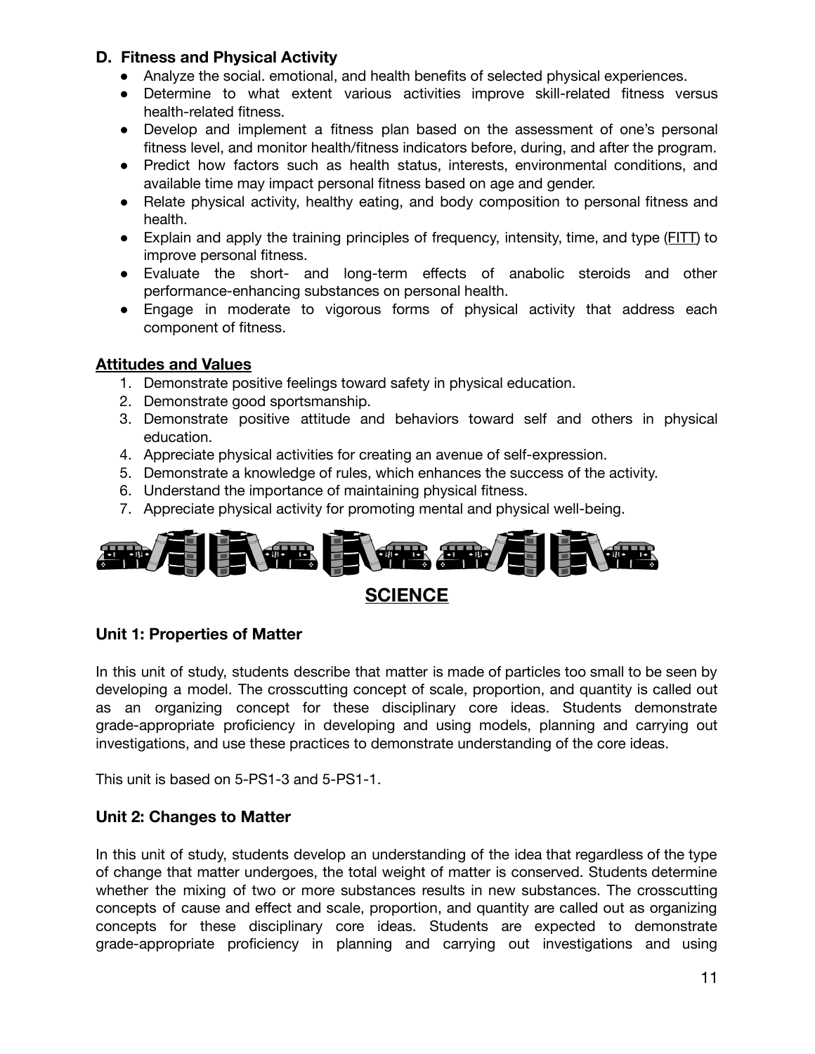### D. Fitness and Physical Activity

- Analyze the social. emotional, and health benefits of selected physical experiences.
- Determine to what extent various activities improve skill-related fitness versus health-related fitness.
- Develop and implement a fitness plan based on the assessment of one's personal fitness level, and monitor health/fitness indicators before, during, and after the program.
- Predict how factors such as health status, interests, environmental conditions, and available time may impact personal fitness based on age and gender.
- Relate physical activity, healthy eating, and body composition to personal fitness and health.
- Explain and apply the training principles of frequency, intensity, time, and type (FITT) to improve personal fitness.
- Evaluate the short- and long-term effects of anabolic steroids and other performance-enhancing substances on personal health.
- Engage in moderate to vigorous forms of physical activity that address each component of fitness.

### Attitudes and Values

1. Demonstrate positive feelings toward safety in physical education.
2. Demonstrate good sportsmanship.
3. Demonstrate positive attitude and behaviors toward self and others in physical education.
4. Appreciate physical activities for creating an avenue of self-expression.
5. Demonstrate a knowledge of rules, which enhances the success of the activity.
6. Understand the importance of maintaining physical fitness.
7. Appreciate physical activity for promoting mental and physical well-being.

## SCIENCE

### Unit 1: Properties of Matter

In this unit of study, students describe that matter is made of particles too small to be seen by developing a model. The crosscutting concept of scale, proportion, and quantity is called out as an organizing concept for these disciplinary core ideas. Students demonstrate grade-appropriate proficiency in developing and using models, planning and carrying out investigations, and use these practices to demonstrate understanding of the core ideas.

This unit is based on 5-PS1-3 and 5-PS1-1.

### Unit 2: Changes to Matter

In this unit of study, students develop an understanding of the idea that regardless of the type of change that matter undergoes, the total weight of matter is conserved. Students determine whether the mixing of two or more substances results in new substances. The crosscutting concepts of cause and effect and scale, proportion, and quantity are called out as organizing concepts for these disciplinary core ideas. Students are expected to demonstrate grade-appropriate proficiency in planning and carrying out investigations and using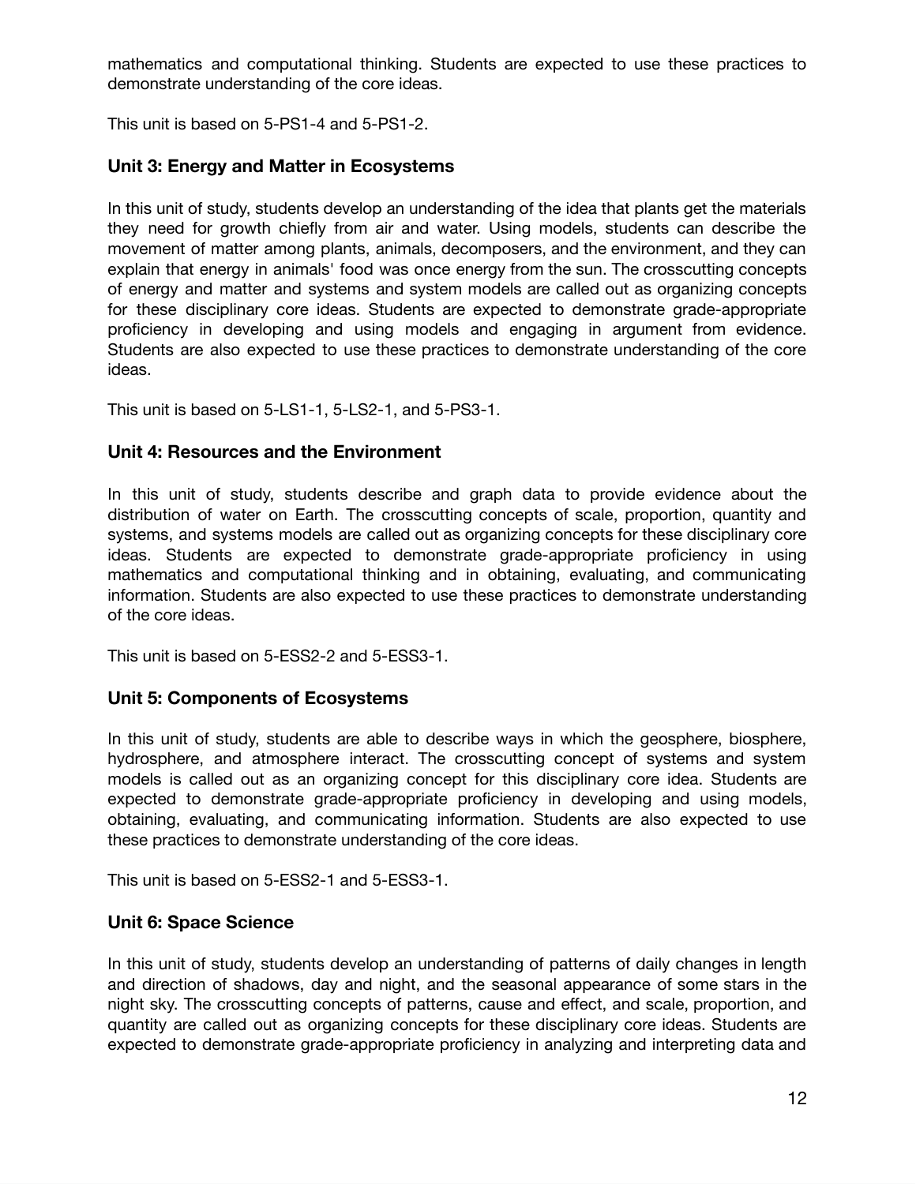mathematics and computational thinking. Students are expected to use these practices to demonstrate understanding of the core ideas.

This unit is based on 5-PS1-4 and 5-PS1-2.

### Unit 3: Energy and Matter in Ecosystems

In this unit of study, students develop an understanding of the idea that plants get the materials they need for growth chiefly from air and water. Using models, students can describe the movement of matter among plants, animals, decomposers, and the environment, and they can explain that energy in animals' food was once energy from the sun. The crosscutting concepts of energy and matter and systems and system models are called out as organizing concepts for these disciplinary core ideas. Students are expected to demonstrate grade-appropriate proficiency in developing and using models and engaging in argument from evidence. Students are also expected to use these practices to demonstrate understanding of the core ideas.

This unit is based on 5-LS1-1, 5-LS2-1, and 5-PS3-1.

### Unit 4: Resources and the Environment

In this unit of study, students describe and graph data to provide evidence about the distribution of water on Earth. The crosscutting concepts of scale, proportion, quantity and systems, and systems models are called out as organizing concepts for these disciplinary core ideas. Students are expected to demonstrate grade-appropriate proficiency in using mathematics and computational thinking and in obtaining, evaluating, and communicating information. Students are also expected to use these practices to demonstrate understanding of the core ideas.

This unit is based on 5-ESS2-2 and 5-ESS3-1.

### Unit 5: Components of Ecosystems

In this unit of study, students are able to describe ways in which the geosphere, biosphere, hydrosphere, and atmosphere interact. The crosscutting concept of systems and system models is called out as an organizing concept for this disciplinary core idea. Students are expected to demonstrate grade-appropriate proficiency in developing and using models, obtaining, evaluating, and communicating information. Students are also expected to use these practices to demonstrate understanding of the core ideas.

This unit is based on 5-ESS2-1 and 5-ESS3-1.

### Unit 6: Space Science

In this unit of study, students develop an understanding of patterns of daily changes in length and direction of shadows, day and night, and the seasonal appearance of some stars in the night sky. The crosscutting concepts of patterns, cause and effect, and scale, proportion, and quantity are called out as organizing concepts for these disciplinary core ideas. Students are expected to demonstrate grade-appropriate proficiency in analyzing and interpreting data and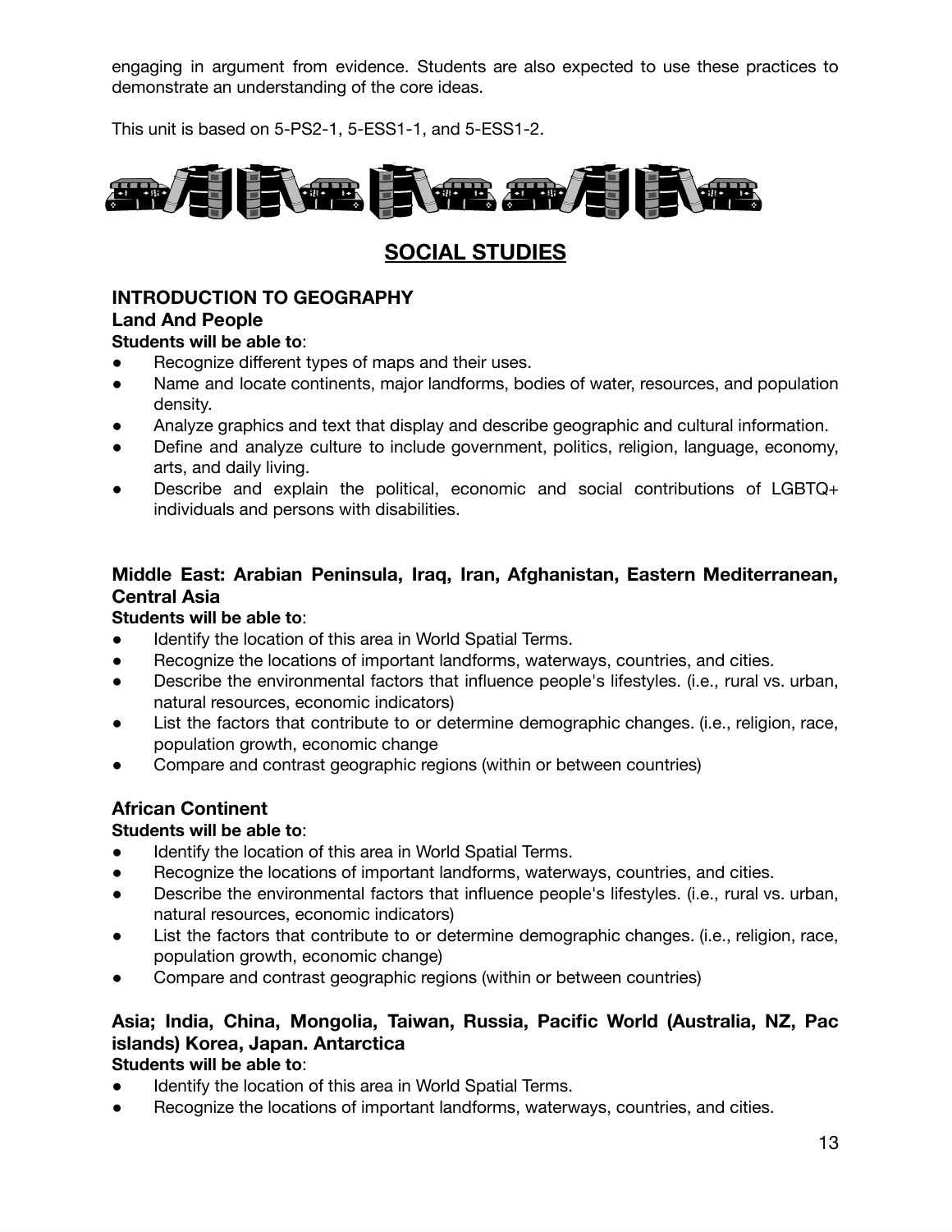engaging in argument from evidence. Students are also expected to use these practices to demonstrate an understanding of the core ideas.

This unit is based on 5-PS2-1, 5-ESS1-1, and 5-ESS1-2.

## SOCIAL STUDIES

### INTRODUCTION TO GEOGRAPHY

### Land And People

**Students will be able to**:

- Recognize different types of maps and their uses.
- Name and locate continents, major landforms, bodies of water, resources, and population density.
- Analyze graphics and text that display and describe geographic and cultural information.
- Define and analyze culture to include government, politics, religion, language, economy, arts, and daily living.
- Describe and explain the political, economic and social contributions of LGBTQ+ individuals and persons with disabilities.

### Middle East: Arabian Peninsula, Iraq, Iran, Afghanistan, Eastern Mediterranean, Central Asia

**Students will be able to**:

- Identify the location of this area in World Spatial Terms.
- Recognize the locations of important landforms, waterways, countries, and cities.
- Describe the environmental factors that influence people's lifestyles. (i.e., rural vs. urban, natural resources, economic indicators)
- List the factors that contribute to or determine demographic changes. (i.e., religion, race, population growth, economic change
- Compare and contrast geographic regions (within or between countries)

### African Continent

**Students will be able to**:

- Identify the location of this area in World Spatial Terms.
- Recognize the locations of important landforms, waterways, countries, and cities.
- Describe the environmental factors that influence people's lifestyles. (i.e., rural vs. urban, natural resources, economic indicators)
- List the factors that contribute to or determine demographic changes. (i.e., religion, race, population growth, economic change)
- Compare and contrast geographic regions (within or between countries)

### Asia; India, China, Mongolia, Taiwan, Russia, Pacific World (Australia, NZ, Pac islands) Korea, Japan. Antarctica

**Students will be able to**:

- Identify the location of this area in World Spatial Terms.
- Recognize the locations of important landforms, waterways, countries, and cities.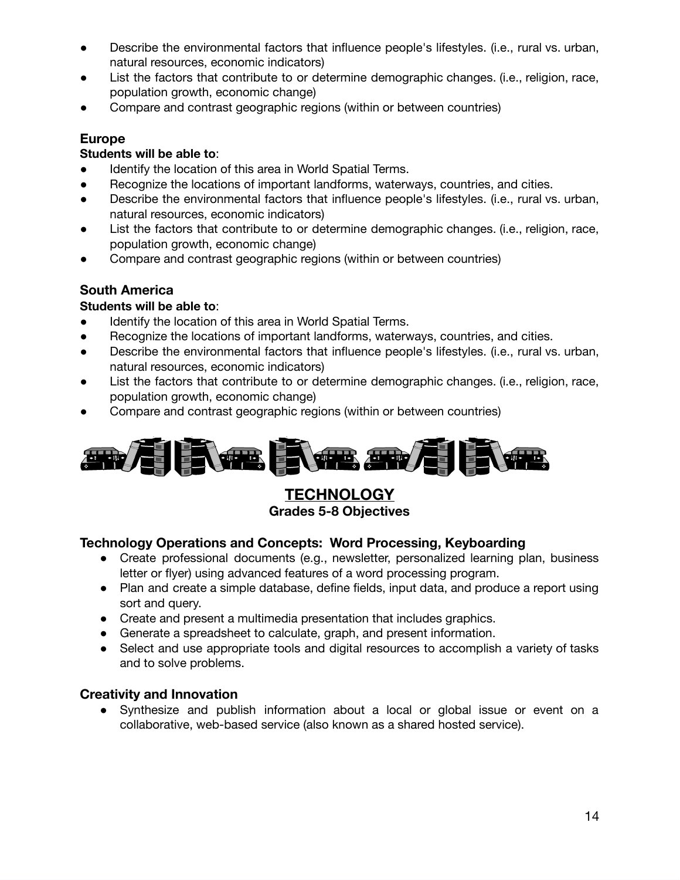- Describe the environmental factors that influence people's lifestyles. (i.e., rural vs. urban, natural resources, economic indicators)
- List the factors that contribute to or determine demographic changes. (i.e., religion, race, population growth, economic change)
- Compare and contrast geographic regions (within or between countries)

### Europe

**Students will be able to**:

- Identify the location of this area in World Spatial Terms.
- Recognize the locations of important landforms, waterways, countries, and cities.
- Describe the environmental factors that influence people's lifestyles. (i.e., rural vs. urban, natural resources, economic indicators)
- List the factors that contribute to or determine demographic changes. (i.e., religion, race, population growth, economic change)
- Compare and contrast geographic regions (within or between countries)

### South America

**Students will be able to**:

- Identify the location of this area in World Spatial Terms.
- Recognize the locations of important landforms, waterways, countries, and cities.
- Describe the environmental factors that influence people's lifestyles. (i.e., rural vs. urban, natural resources, economic indicators)
- List the factors that contribute to or determine demographic changes. (i.e., religion, race, population growth, economic change)
- Compare and contrast geographic regions (within or between countries)

## TECHNOLOGY

**Grades 5-8 Objectives**

### Technology Operations and Concepts: Word Processing, Keyboarding

- Create professional documents (e.g., newsletter, personalized learning plan, business letter or flyer) using advanced features of a word processing program.
- Plan and create a simple database, define fields, input data, and produce a report using sort and query.
- Create and present a multimedia presentation that includes graphics.
- Generate a spreadsheet to calculate, graph, and present information.
- Select and use appropriate tools and digital resources to accomplish a variety of tasks and to solve problems.

### Creativity and Innovation

- Synthesize and publish information about a local or global issue or event on a collaborative, web-based service (also known as a shared hosted service).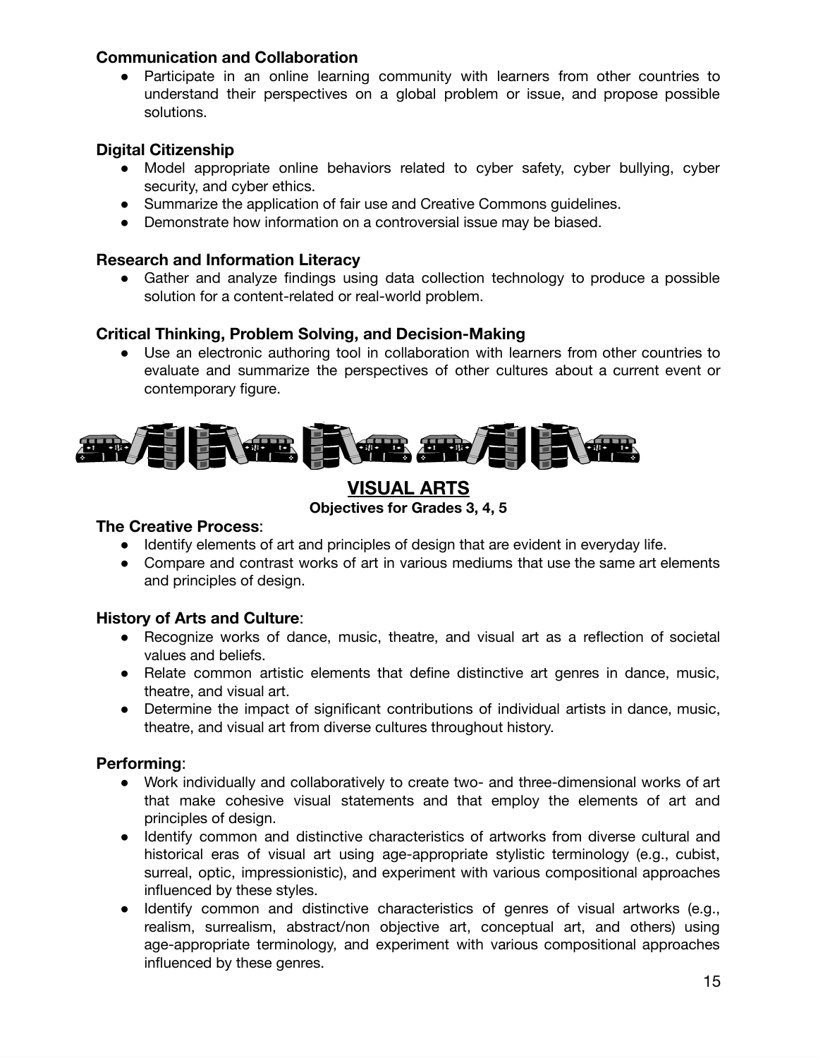**Communication and Collaboration**

- Participate in an online learning community with learners from other countries to understand their perspectives on a global problem or issue, and propose possible solutions.

**Digital Citizenship**

- Model appropriate online behaviors related to cyber safety, cyber bullying, cyber security, and cyber ethics.
- Summarize the application of fair use and Creative Commons guidelines.
- Demonstrate how information on a controversial issue may be biased.

**Research and Information Literacy**

- Gather and analyze findings using data collection technology to produce a possible solution for a content-related or real-world problem.

**Critical Thinking, Problem Solving, and Decision-Making**

- Use an electronic authoring tool in collaboration with learners from other countries to evaluate and summarize the perspectives of other cultures about a current event or contemporary figure.

## VISUAL ARTS

**Objectives for Grades 3, 4, 5**

**The Creative Process**:

- Identify elements of art and principles of design that are evident in everyday life.
- Compare and contrast works of art in various mediums that use the same art elements and principles of design.

**History of Arts and Culture**:

- Recognize works of dance, music, theatre, and visual art as a reflection of societal values and beliefs.
- Relate common artistic elements that define distinctive art genres in dance, music, theatre, and visual art.
- Determine the impact of significant contributions of individual artists in dance, music, theatre, and visual art from diverse cultures throughout history.

**Performing**:

- Work individually and collaboratively to create two- and three-dimensional works of art that make cohesive visual statements and that employ the elements of art and principles of design.
- Identify common and distinctive characteristics of artworks from diverse cultural and historical eras of visual art using age-appropriate stylistic terminology (e.g., cubist, surreal, optic, impressionistic), and experiment with various compositional approaches influenced by these styles.
- Identify common and distinctive characteristics of genres of visual artworks (e.g., realism, surrealism, abstract/non objective art, conceptual art, and others) using age-appropriate terminology, and experiment with various compositional approaches influenced by these genres.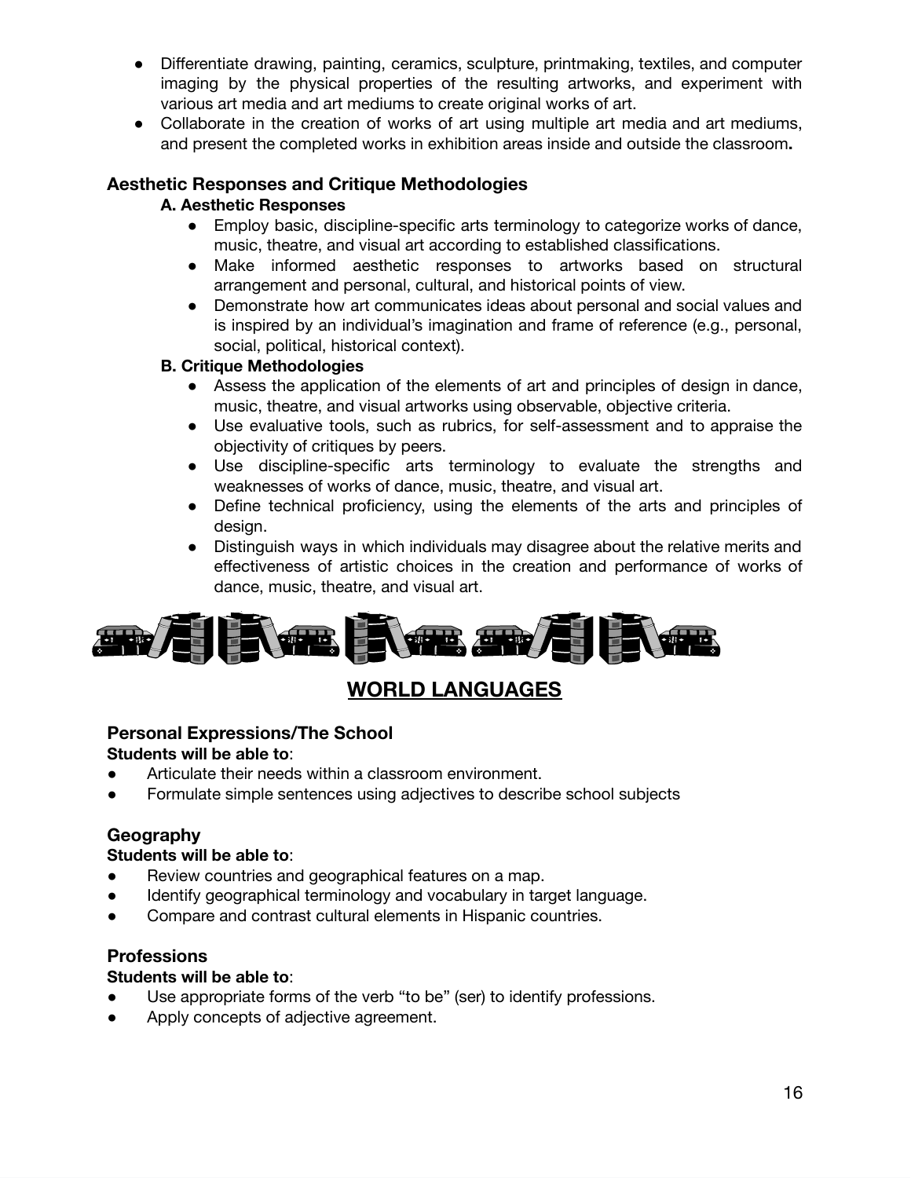- Differentiate drawing, painting, ceramics, sculpture, printmaking, textiles, and computer imaging by the physical properties of the resulting artworks, and experiment with various art media and art mediums to create original works of art.
- Collaborate in the creation of works of art using multiple art media and art mediums, and present the completed works in exhibition areas inside and outside the classroom**.**

### Aesthetic Responses and Critique Methodologies

#### A. Aesthetic Responses

- Employ basic, discipline-specific arts terminology to categorize works of dance, music, theatre, and visual art according to established classifications.
- Make informed aesthetic responses to artworks based on structural arrangement and personal, cultural, and historical points of view.
- Demonstrate how art communicates ideas about personal and social values and is inspired by an individual's imagination and frame of reference (e.g., personal, social, political, historical context).

#### B. Critique Methodologies

- Assess the application of the elements of art and principles of design in dance, music, theatre, and visual artworks using observable, objective criteria.
- Use evaluative tools, such as rubrics, for self-assessment and to appraise the objectivity of critiques by peers.
- Use discipline-specific arts terminology to evaluate the strengths and weaknesses of works of dance, music, theatre, and visual art.
- Define technical proficiency, using the elements of the arts and principles of design.
- Distinguish ways in which individuals may disagree about the relative merits and effectiveness of artistic choices in the creation and performance of works of dance, music, theatre, and visual art.

## WORLD LANGUAGES

### Personal Expressions/The School

**Students will be able to**:

- Articulate their needs within a classroom environment.
- Formulate simple sentences using adjectives to describe school subjects

### Geography

**Students will be able to**:

- Review countries and geographical features on a map.
- Identify geographical terminology and vocabulary in target language.
- Compare and contrast cultural elements in Hispanic countries.

### Professions

**Students will be able to**:

- Use appropriate forms of the verb "to be" (ser) to identify professions.
- Apply concepts of adjective agreement.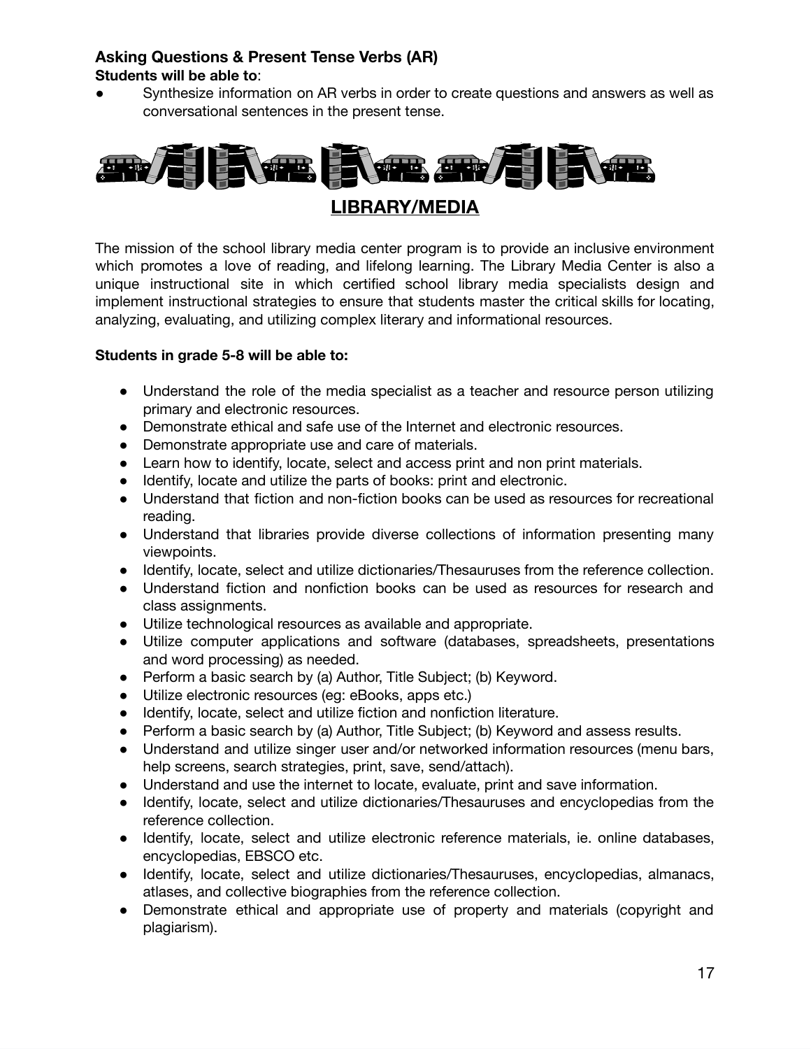**Asking Questions & Present Tense Verbs (AR)**
**Students will be able to**:

- Synthesize information on AR verbs in order to create questions and answers as well as conversational sentences in the present tense.

## LIBRARY/MEDIA

The mission of the school library media center program is to provide an inclusive environment which promotes a love of reading, and lifelong learning. The Library Media Center is also a unique instructional site in which certified school library media specialists design and implement instructional strategies to ensure that students master the critical skills for locating, analyzing, evaluating, and utilizing complex literary and informational resources.

**Students in grade 5-8 will be able to:**

- Understand the role of the media specialist as a teacher and resource person utilizing primary and electronic resources.
- Demonstrate ethical and safe use of the Internet and electronic resources.
- Demonstrate appropriate use and care of materials.
- Learn how to identify, locate, select and access print and non print materials.
- Identify, locate and utilize the parts of books: print and electronic.
- Understand that fiction and non-fiction books can be used as resources for recreational reading.
- Understand that libraries provide diverse collections of information presenting many viewpoints.
- Identify, locate, select and utilize dictionaries/Thesauruses from the reference collection.
- Understand fiction and nonfiction books can be used as resources for research and class assignments.
- Utilize technological resources as available and appropriate.
- Utilize computer applications and software (databases, spreadsheets, presentations and word processing) as needed.
- Perform a basic search by (a) Author, Title Subject; (b) Keyword.
- Utilize electronic resources (eg: eBooks, apps etc.)
- Identify, locate, select and utilize fiction and nonfiction literature.
- Perform a basic search by (a) Author, Title Subject; (b) Keyword and assess results.
- Understand and utilize singer user and/or networked information resources (menu bars, help screens, search strategies, print, save, send/attach).
- Understand and use the internet to locate, evaluate, print and save information.
- Identify, locate, select and utilize dictionaries/Thesauruses and encyclopedias from the reference collection.
- Identify, locate, select and utilize electronic reference materials, ie. online databases, encyclopedias, EBSCO etc.
- Identify, locate, select and utilize dictionaries/Thesauruses, encyclopedias, almanacs, atlases, and collective biographies from the reference collection.
- Demonstrate ethical and appropriate use of property and materials (copyright and plagiarism).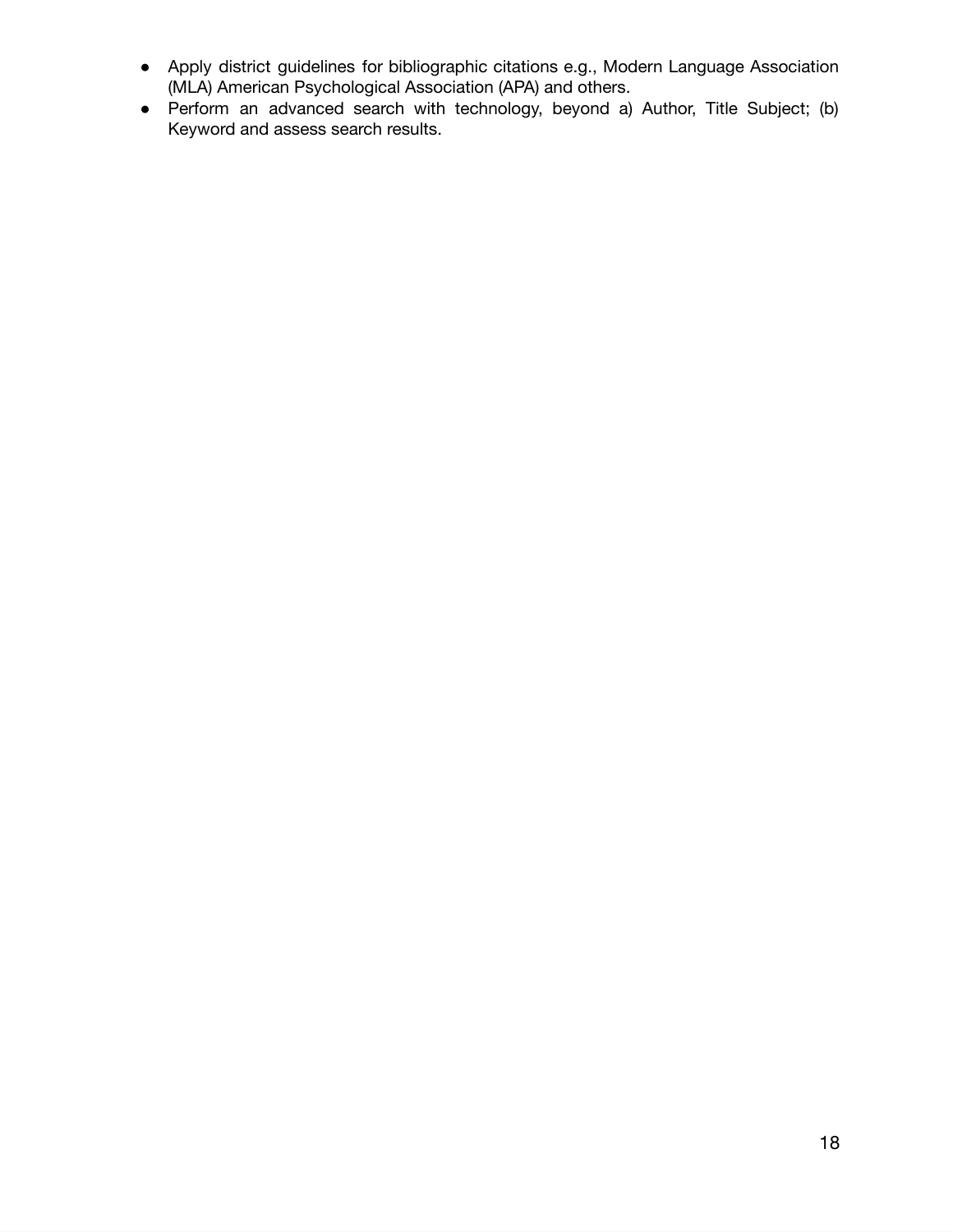- Apply district guidelines for bibliographic citations e.g., Modern Language Association (MLA) American Psychological Association (APA) and others.
- Perform an advanced search with technology, beyond a) Author, Title Subject; (b) Keyword and assess search results.